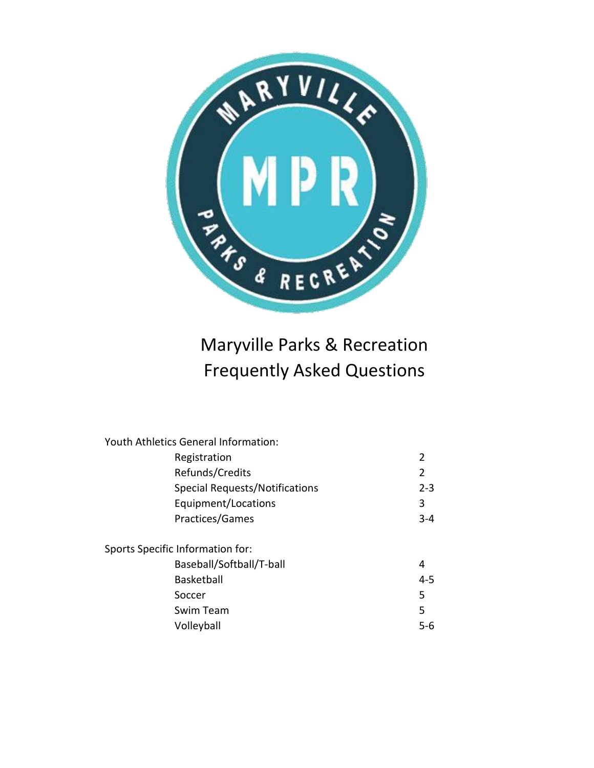# Maryville Parks & Recreation
# Frequently Asked Questions

Youth Athletics General Information:

| | |
|---|---|
| Registration | 2 |
| Refunds/Credits | 2 |
| Special Requests/Notifications | 2-3 |
| Equipment/Locations | 3 |
| Practices/Games | 3-4 |

Sports Specific Information for:

| | |
|---|---|
| Baseball/Softball/T-ball | 4 |
| Basketball | 4-5 |
| Soccer | 5 |
| Swim Team | 5 |
| Volleyball | 5-6 |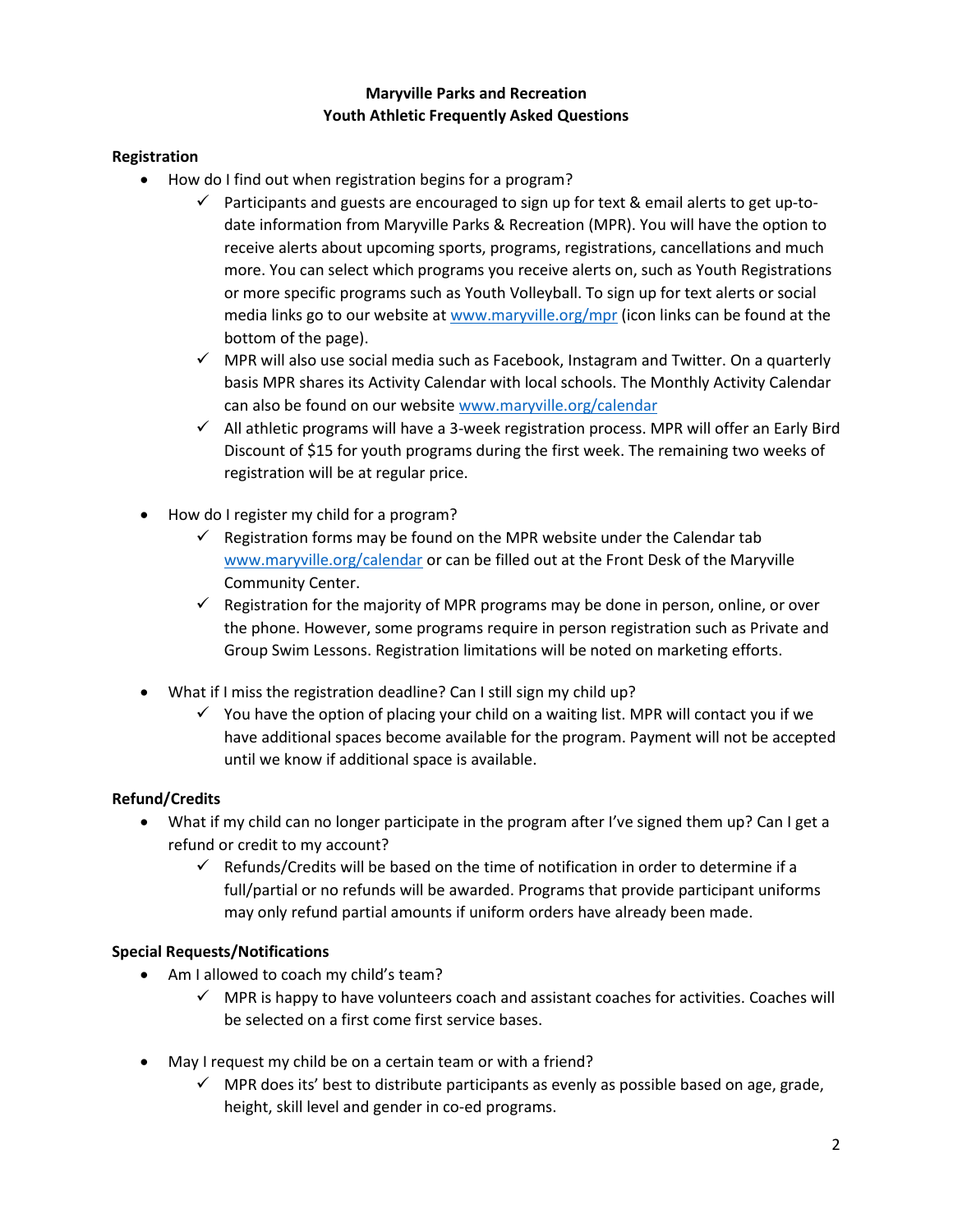**Maryville Parks and Recreation**
**Youth Athletic Frequently Asked Questions**

**Registration**

- How do I find out when registration begins for a program?
  - ✓ Participants and guests are encouraged to sign up for text & email alerts to get up-to-date information from Maryville Parks & Recreation (MPR). You will have the option to receive alerts about upcoming sports, programs, registrations, cancellations and much more. You can select which programs you receive alerts on, such as Youth Registrations or more specific programs such as Youth Volleyball. To sign up for text alerts or social media links go to our website at [www.maryville.org/mpr](http://www.maryville.org/mpr) (icon links can be found at the bottom of the page).
  - ✓ MPR will also use social media such as Facebook, Instagram and Twitter. On a quarterly basis MPR shares its Activity Calendar with local schools. The Monthly Activity Calendar can also be found on our website [www.maryville.org/calendar](http://www.maryville.org/calendar)
  - ✓ All athletic programs will have a 3-week registration process. MPR will offer an Early Bird Discount of $15 for youth programs during the first week. The remaining two weeks of registration will be at regular price.

- How do I register my child for a program?
  - ✓ Registration forms may be found on the MPR website under the Calendar tab [www.maryville.org/calendar](http://www.maryville.org/calendar) or can be filled out at the Front Desk of the Maryville Community Center.
  - ✓ Registration for the majority of MPR programs may be done in person, online, or over the phone. However, some programs require in person registration such as Private and Group Swim Lessons. Registration limitations will be noted on marketing efforts.

- What if I miss the registration deadline? Can I still sign my child up?
  - ✓ You have the option of placing your child on a waiting list. MPR will contact you if we have additional spaces become available for the program. Payment will not be accepted until we know if additional space is available.

**Refund/Credits**

- What if my child can no longer participate in the program after I've signed them up? Can I get a refund or credit to my account?
  - ✓ Refunds/Credits will be based on the time of notification in order to determine if a full/partial or no refunds will be awarded. Programs that provide participant uniforms may only refund partial amounts if uniform orders have already been made.

**Special Requests/Notifications**

- Am I allowed to coach my child's team?
  - ✓ MPR is happy to have volunteers coach and assistant coaches for activities. Coaches will be selected on a first come first service bases.

- May I request my child be on a certain team or with a friend?
  - ✓ MPR does its' best to distribute participants as evenly as possible based on age, grade, height, skill level and gender in co-ed programs.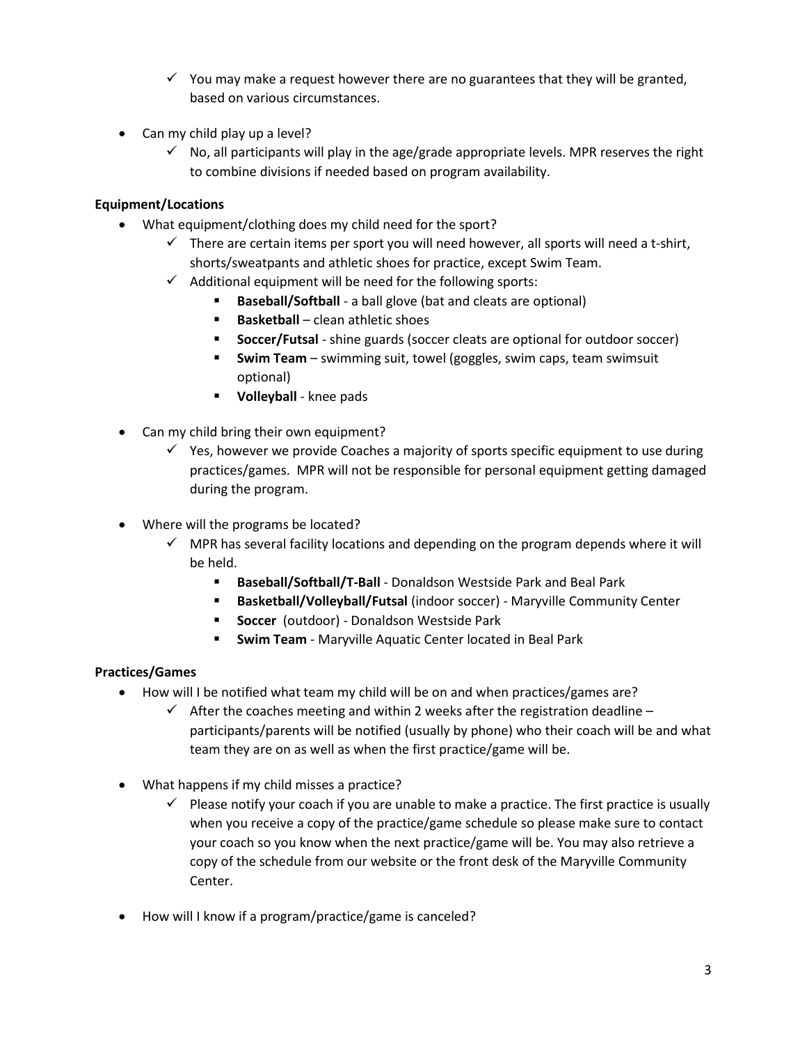- ✓ You may make a request however there are no guarantees that they will be granted, based on various circumstances.

- Can my child play up a level?
  - ✓ No, all participants will play in the age/grade appropriate levels. MPR reserves the right to combine divisions if needed based on program availability.

**Equipment/Locations**

- What equipment/clothing does my child need for the sport?
  - ✓ There are certain items per sport you will need however, all sports will need a t-shirt, shorts/sweatpants and athletic shoes for practice, except Swim Team.
  - ✓ Additional equipment will be need for the following sports:
    - **Baseball/Softball** - a ball glove (bat and cleats are optional)
    - **Basketball** – clean athletic shoes
    - **Soccer/Futsal** - shine guards (soccer cleats are optional for outdoor soccer)
    - **Swim Team** – swimming suit, towel (goggles, swim caps, team swimsuit optional)
    - **Volleyball** - knee pads

- Can my child bring their own equipment?
  - ✓ Yes, however we provide Coaches a majority of sports specific equipment to use during practices/games. MPR will not be responsible for personal equipment getting damaged during the program.

- Where will the programs be located?
  - ✓ MPR has several facility locations and depending on the program depends where it will be held.
    - **Baseball/Softball/T-Ball** - Donaldson Westside Park and Beal Park
    - **Basketball/Volleyball/Futsal** (indoor soccer) - Maryville Community Center
    - **Soccer** (outdoor) - Donaldson Westside Park
    - **Swim Team** - Maryville Aquatic Center located in Beal Park

**Practices/Games**

- How will I be notified what team my child will be on and when practices/games are?
  - ✓ After the coaches meeting and within 2 weeks after the registration deadline – participants/parents will be notified (usually by phone) who their coach will be and what team they are on as well as when the first practice/game will be.

- What happens if my child misses a practice?
  - ✓ Please notify your coach if you are unable to make a practice. The first practice is usually when you receive a copy of the practice/game schedule so please make sure to contact your coach so you know when the next practice/game will be. You may also retrieve a copy of the schedule from our website or the front desk of the Maryville Community Center.

- How will I know if a program/practice/game is canceled?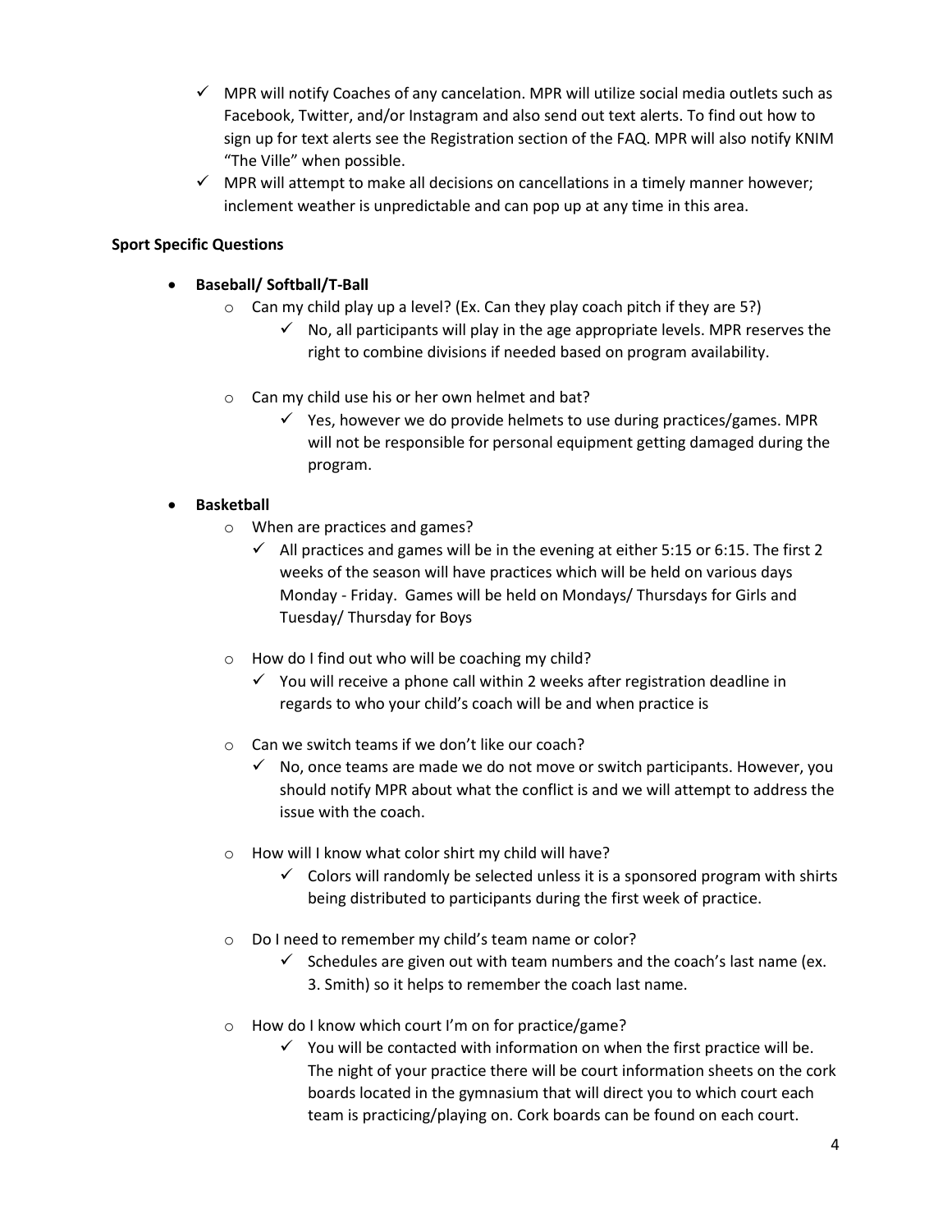- ✓ MPR will notify Coaches of any cancelation. MPR will utilize social media outlets such as Facebook, Twitter, and/or Instagram and also send out text alerts. To find out how to sign up for text alerts see the Registration section of the FAQ. MPR will also notify KNIM "The Ville" when possible.
- ✓ MPR will attempt to make all decisions on cancellations in a timely manner however; inclement weather is unpredictable and can pop up at any time in this area.

**Sport Specific Questions**

- **Baseball/ Softball/T-Ball**
  - Can my child play up a level? (Ex. Can they play coach pitch if they are 5?)
    - ✓ No, all participants will play in the age appropriate levels. MPR reserves the right to combine divisions if needed based on program availability.
  - Can my child use his or her own helmet and bat?
    - ✓ Yes, however we do provide helmets to use during practices/games. MPR will not be responsible for personal equipment getting damaged during the program.
- **Basketball**
  - When are practices and games?
    - ✓ All practices and games will be in the evening at either 5:15 or 6:15. The first 2 weeks of the season will have practices which will be held on various days Monday - Friday. Games will be held on Mondays/ Thursdays for Girls and Tuesday/ Thursday for Boys
  - How do I find out who will be coaching my child?
    - ✓ You will receive a phone call within 2 weeks after registration deadline in regards to who your child's coach will be and when practice is
  - Can we switch teams if we don't like our coach?
    - ✓ No, once teams are made we do not move or switch participants. However, you should notify MPR about what the conflict is and we will attempt to address the issue with the coach.
  - How will I know what color shirt my child will have?
    - ✓ Colors will randomly be selected unless it is a sponsored program with shirts being distributed to participants during the first week of practice.
  - Do I need to remember my child's team name or color?
    - ✓ Schedules are given out with team numbers and the coach's last name (ex. 3. Smith) so it helps to remember the coach last name.
  - How do I know which court I'm on for practice/game?
    - ✓ You will be contacted with information on when the first practice will be. The night of your practice there will be court information sheets on the cork boards located in the gymnasium that will direct you to which court each team is practicing/playing on. Cork boards can be found on each court.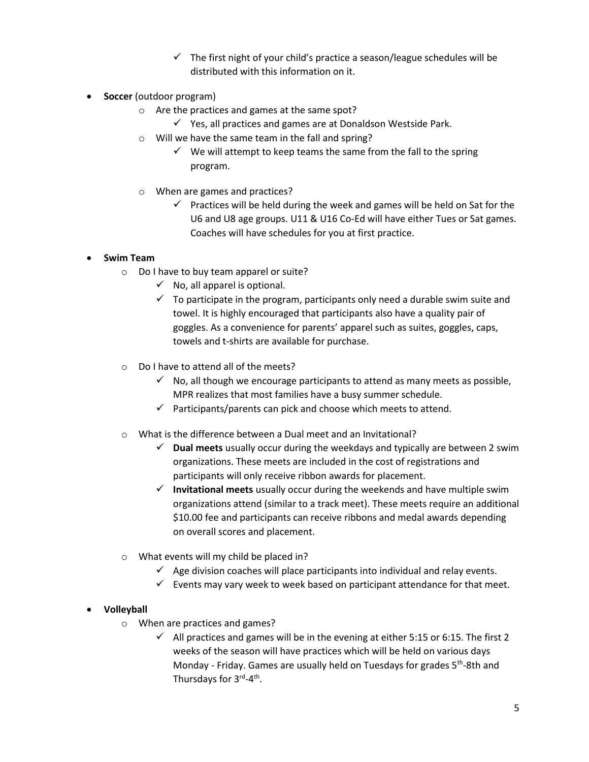- The first night of your child's practice a season/league schedules will be distributed with this information on it.

- **Soccer** (outdoor program)
  - Are the practices and games at the same spot?
    - Yes, all practices and games are at Donaldson Westside Park.
  - Will we have the same team in the fall and spring?
    - We will attempt to keep teams the same from the fall to the spring program.
  - When are games and practices?
    - Practices will be held during the week and games will be held on Sat for the U6 and U8 age groups. U11 & U16 Co-Ed will have either Tues or Sat games. Coaches will have schedules for you at first practice.

- **Swim Team**
  - Do I have to buy team apparel or suite?
    - No, all apparel is optional.
    - To participate in the program, participants only need a durable swim suite and towel. It is highly encouraged that participants also have a quality pair of goggles. As a convenience for parents' apparel such as suites, goggles, caps, towels and t-shirts are available for purchase.
  - Do I have to attend all of the meets?
    - No, all though we encourage participants to attend as many meets as possible, MPR realizes that most families have a busy summer schedule.
    - Participants/parents can pick and choose which meets to attend.
  - What is the difference between a Dual meet and an Invitational?
    - **Dual meets** usually occur during the weekdays and typically are between 2 swim organizations. These meets are included in the cost of registrations and participants will only receive ribbon awards for placement.
    - **Invitational meets** usually occur during the weekends and have multiple swim organizations attend (similar to a track meet). These meets require an additional $10.00 fee and participants can receive ribbons and medal awards depending on overall scores and placement.
  - What events will my child be placed in?
    - Age division coaches will place participants into individual and relay events.
    - Events may vary week to week based on participant attendance for that meet.

- **Volleyball**
  - When are practices and games?
    - All practices and games will be in the evening at either 5:15 or 6:15. The first 2 weeks of the season will have practices which will be held on various days Monday - Friday. Games are usually held on Tuesdays for grades 5th-8th and Thursdays for 3rd-4th.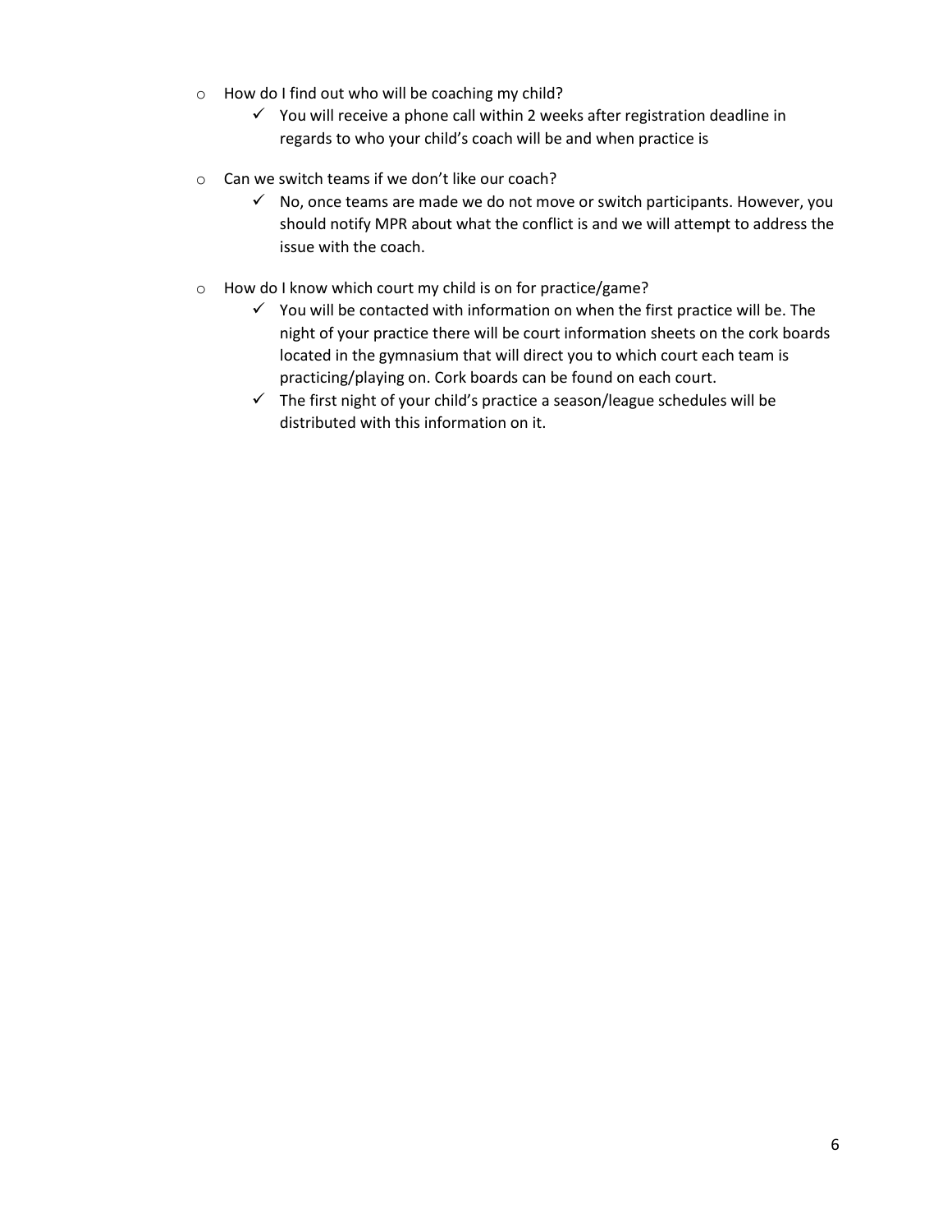- How do I find out who will be coaching my child?
  - ✓ You will receive a phone call within 2 weeks after registration deadline in regards to who your child's coach will be and when practice is
- Can we switch teams if we don't like our coach?
  - ✓ No, once teams are made we do not move or switch participants. However, you should notify MPR about what the conflict is and we will attempt to address the issue with the coach.
- How do I know which court my child is on for practice/game?
  - ✓ You will be contacted with information on when the first practice will be. The night of your practice there will be court information sheets on the cork boards located in the gymnasium that will direct you to which court each team is practicing/playing on. Cork boards can be found on each court.
  - ✓ The first night of your child's practice a season/league schedules will be distributed with this information on it.